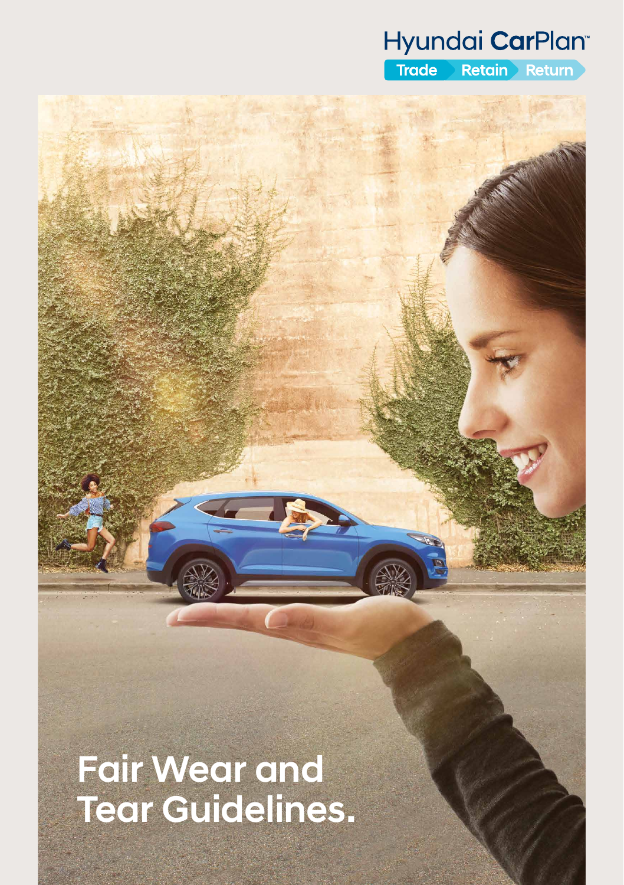Hyundai CarPlan™

Trade Retain Return

# Fair Wear and Tear Guidelines.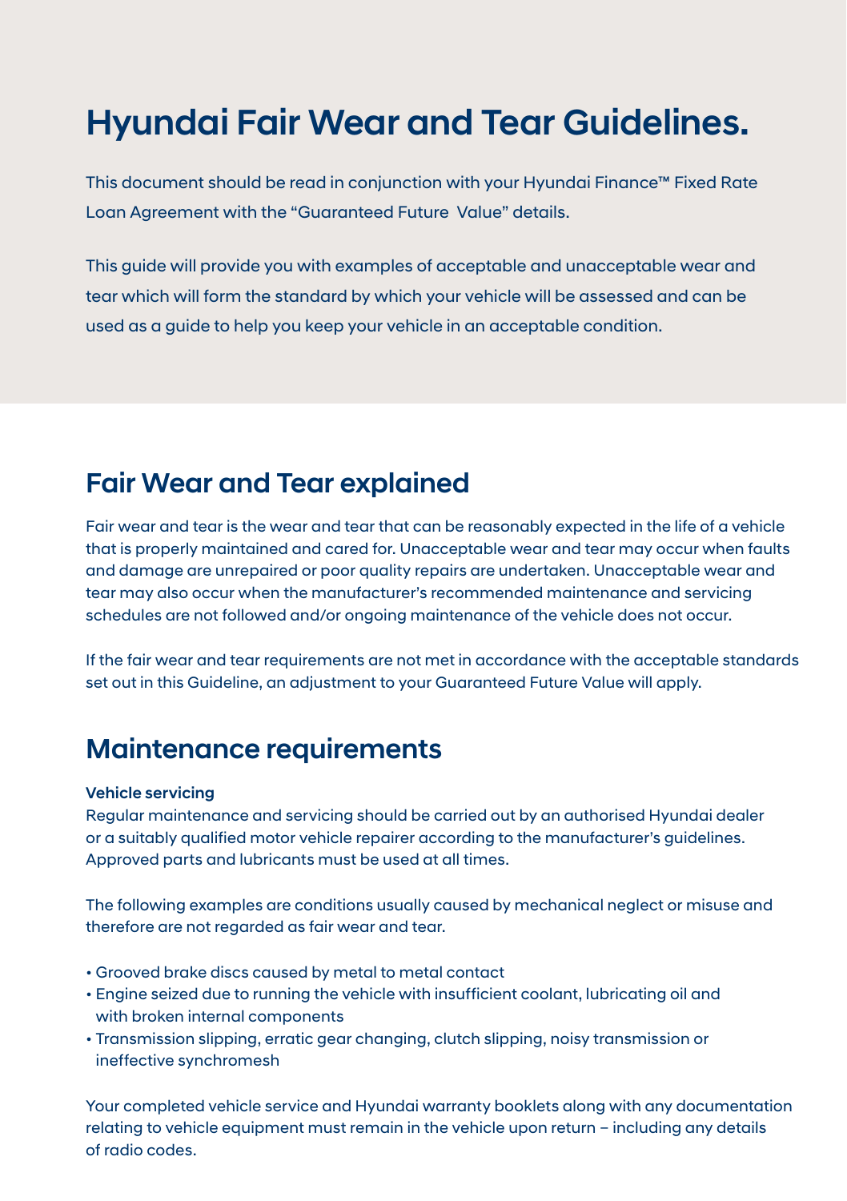# Hyundai Fair Wear and Tear Guidelines.

This document should be read in conjunction with your Hyundai Finance™ Fixed Rate Loan Agreement with the "Guaranteed Future  Value" details.

This guide will provide you with examples of acceptable and unacceptable wear and tear which will form the standard by which your vehicle will be assessed and can be used as a guide to help you keep your vehicle in an acceptable condition.

## Fair Wear and Tear explained

Fair wear and tear is the wear and tear that can be reasonably expected in the life of a vehicle that is properly maintained and cared for. Unacceptable wear and tear may occur when faults and damage are unrepaired or poor quality repairs are undertaken. Unacceptable wear and tear may also occur when the manufacturer's recommended maintenance and servicing schedules are not followed and/or ongoing maintenance of the vehicle does not occur.

If the fair wear and tear requirements are not met in accordance with the acceptable standards set out in this Guideline, an adjustment to your Guaranteed Future Value will apply.

## Maintenance requirements

**Vehicle servicing**

Regular maintenance and servicing should be carried out by an authorised Hyundai dealer or a suitably qualified motor vehicle repairer according to the manufacturer's guidelines. Approved parts and lubricants must be used at all times.

The following examples are conditions usually caused by mechanical neglect or misuse and therefore are not regarded as fair wear and tear.

- Grooved brake discs caused by metal to metal contact
- Engine seized due to running the vehicle with insufficient coolant, lubricating oil and with broken internal components
- Transmission slipping, erratic gear changing, clutch slipping, noisy transmission or ineffective synchromesh

Your completed vehicle service and Hyundai warranty booklets along with any documentation relating to vehicle equipment must remain in the vehicle upon return – including any details of radio codes.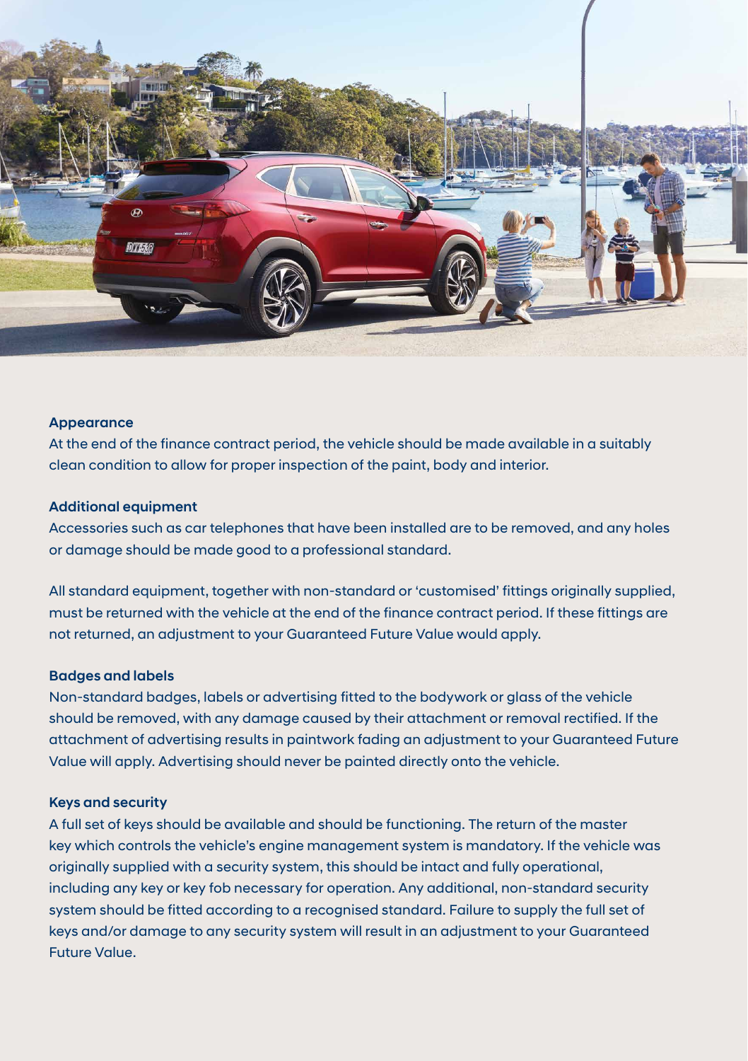### Appearance

At the end of the finance contract period, the vehicle should be made available in a suitably clean condition to allow for proper inspection of the paint, body and interior.

### Additional equipment

Accessories such as car telephones that have been installed are to be removed, and any holes or damage should be made good to a professional standard.

All standard equipment, together with non-standard or 'customised' fittings originally supplied, must be returned with the vehicle at the end of the finance contract period. If these fittings are not returned, an adjustment to your Guaranteed Future Value would apply.

### Badges and labels

Non-standard badges, labels or advertising fitted to the bodywork or glass of the vehicle should be removed, with any damage caused by their attachment or removal rectified. If the attachment of advertising results in paintwork fading an adjustment to your Guaranteed Future Value will apply. Advertising should never be painted directly onto the vehicle.

### Keys and security

A full set of keys should be available and should be functioning. The return of the master key which controls the vehicle's engine management system is mandatory. If the vehicle was originally supplied with a security system, this should be intact and fully operational, including any key or key fob necessary for operation. Any additional, non-standard security system should be fitted according to a recognised standard. Failure to supply the full set of keys and/or damage to any security system will result in an adjustment to your Guaranteed Future Value.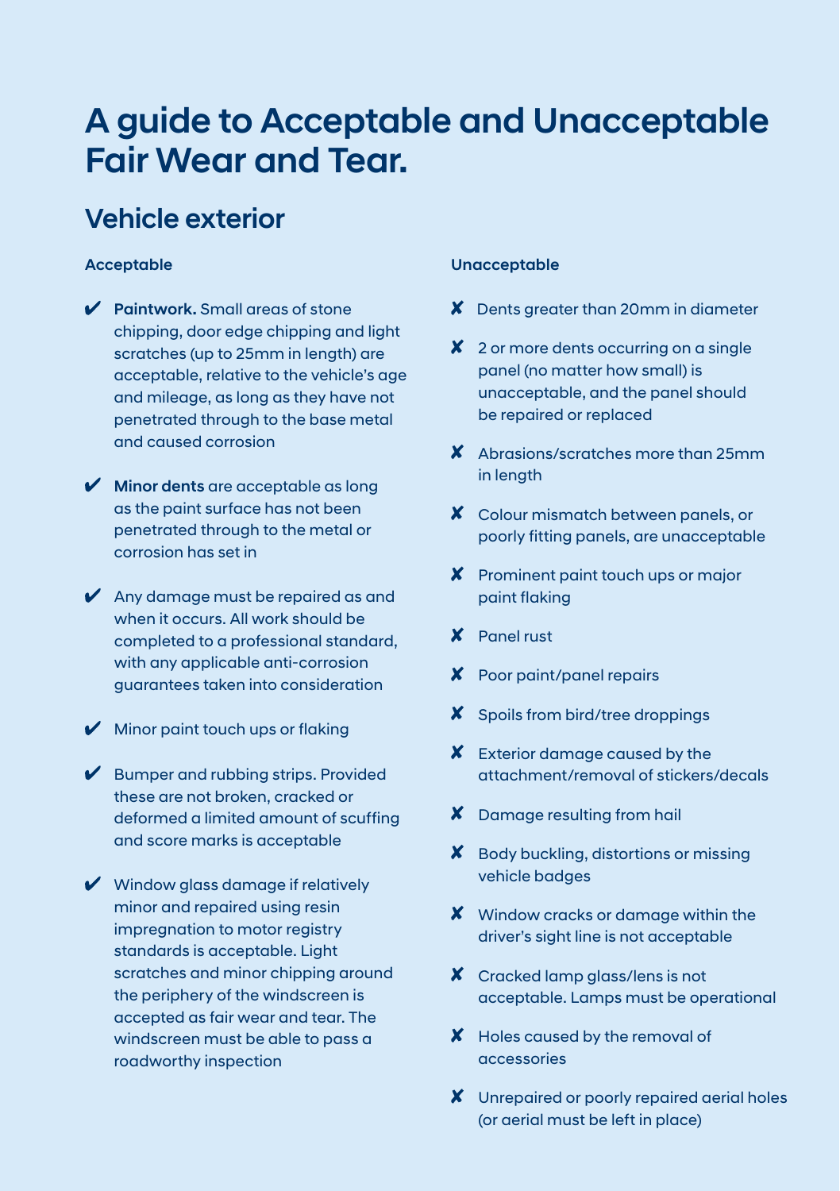# A guide to Acceptable and Unacceptable Fair Wear and Tear.

## Vehicle exterior

### Acceptable

- ✔ **Paintwork.** Small areas of stone chipping, door edge chipping and light scratches (up to 25mm in length) are acceptable, relative to the vehicle's age and mileage, as long as they have not penetrated through to the base metal and caused corrosion
- ✔ **Minor dents** are acceptable as long as the paint surface has not been penetrated through to the metal or corrosion has set in
- ✔ Any damage must be repaired as and when it occurs. All work should be completed to a professional standard, with any applicable anti-corrosion guarantees taken into consideration
- ✔ Minor paint touch ups or flaking
- ✔ Bumper and rubbing strips. Provided these are not broken, cracked or deformed a limited amount of scuffing and score marks is acceptable
- ✔ Window glass damage if relatively minor and repaired using resin impregnation to motor registry standards is acceptable. Light scratches and minor chipping around the periphery of the windscreen is accepted as fair wear and tear. The windscreen must be able to pass a roadworthy inspection

### Unacceptable

- ✘ Dents greater than 20mm in diameter
- ✘ 2 or more dents occurring on a single panel (no matter how small) is unacceptable, and the panel should be repaired or replaced
- ✘ Abrasions/scratches more than 25mm in length
- ✘ Colour mismatch between panels, or poorly fitting panels, are unacceptable
- ✘ Prominent paint touch ups or major paint flaking
- ✘ Panel rust
- ✘ Poor paint/panel repairs
- ✘ Spoils from bird/tree droppings
- ✘ Exterior damage caused by the attachment/removal of stickers/decals
- ✘ Damage resulting from hail
- ✘ Body buckling, distortions or missing vehicle badges
- ✘ Window cracks or damage within the driver's sight line is not acceptable
- ✘ Cracked lamp glass/lens is not acceptable. Lamps must be operational
- ✘ Holes caused by the removal of accessories
- ✘ Unrepaired or poorly repaired aerial holes (or aerial must be left in place)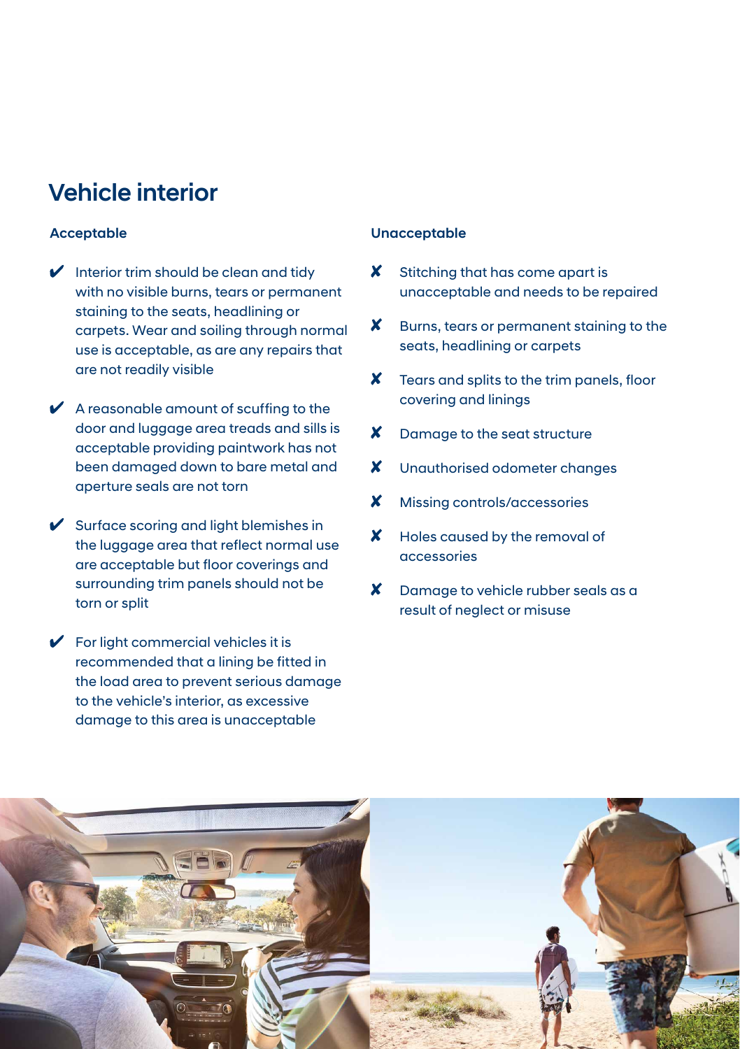# Vehicle interior

### Acceptable

- ✔ Interior trim should be clean and tidy with no visible burns, tears or permanent staining to the seats, headlining or carpets. Wear and soiling through normal use is acceptable, as are any repairs that are not readily visible
- ✔ A reasonable amount of scuffing to the door and luggage area treads and sills is acceptable providing paintwork has not been damaged down to bare metal and aperture seals are not torn
- ✔ Surface scoring and light blemishes in the luggage area that reflect normal use are acceptable but floor coverings and surrounding trim panels should not be torn or split
- ✔ For light commercial vehicles it is recommended that a lining be fitted in the load area to prevent serious damage to the vehicle's interior, as excessive damage to this area is unacceptable

### Unacceptable

- ✘ Stitching that has come apart is unacceptable and needs to be repaired
- ✘ Burns, tears or permanent staining to the seats, headlining or carpets
- ✘ Tears and splits to the trim panels, floor covering and linings
- ✘ Damage to the seat structure
- ✘ Unauthorised odometer changes
- ✘ Missing controls/accessories
- ✘ Holes caused by the removal of accessories
- ✘ Damage to vehicle rubber seals as a result of neglect or misuse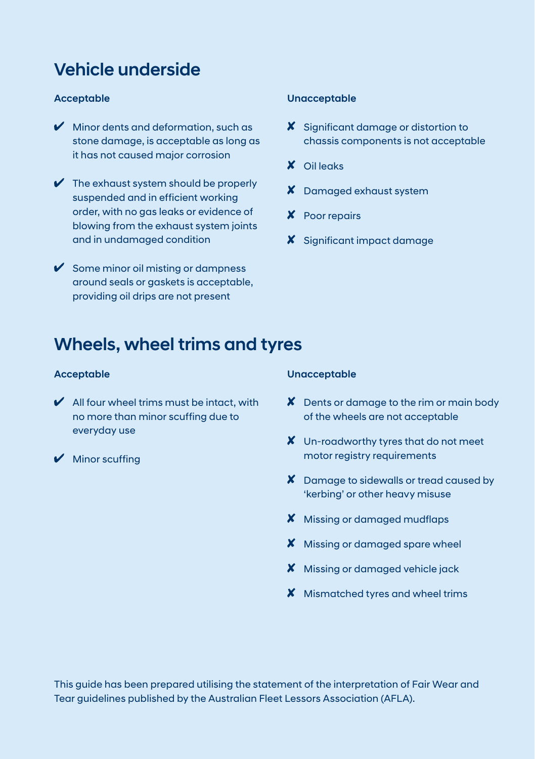## Vehicle underside

**Acceptable**

- ✔ Minor dents and deformation, such as stone damage, is acceptable as long as it has not caused major corrosion
- ✔ The exhaust system should be properly suspended and in efficient working order, with no gas leaks or evidence of blowing from the exhaust system joints and in undamaged condition
- ✔ Some minor oil misting or dampness around seals or gaskets is acceptable, providing oil drips are not present

**Unacceptable**

- ✘ Significant damage or distortion to chassis components is not acceptable
- ✘ Oil leaks
- ✘ Damaged exhaust system
- ✘ Poor repairs
- ✘ Significant impact damage

## Wheels, wheel trims and tyres

**Acceptable**

- ✔ All four wheel trims must be intact, with no more than minor scuffing due to everyday use
- ✔ Minor scuffing

**Unacceptable**

- ✘ Dents or damage to the rim or main body of the wheels are not acceptable
- ✘ Un-roadworthy tyres that do not meet motor registry requirements
- ✘ Damage to sidewalls or tread caused by 'kerbing' or other heavy misuse
- ✘ Missing or damaged mudflaps
- ✘ Missing or damaged spare wheel
- ✘ Missing or damaged vehicle jack
- ✘ Mismatched tyres and wheel trims

This guide has been prepared utilising the statement of the interpretation of Fair Wear and Tear guidelines published by the Australian Fleet Lessors Association (AFLA).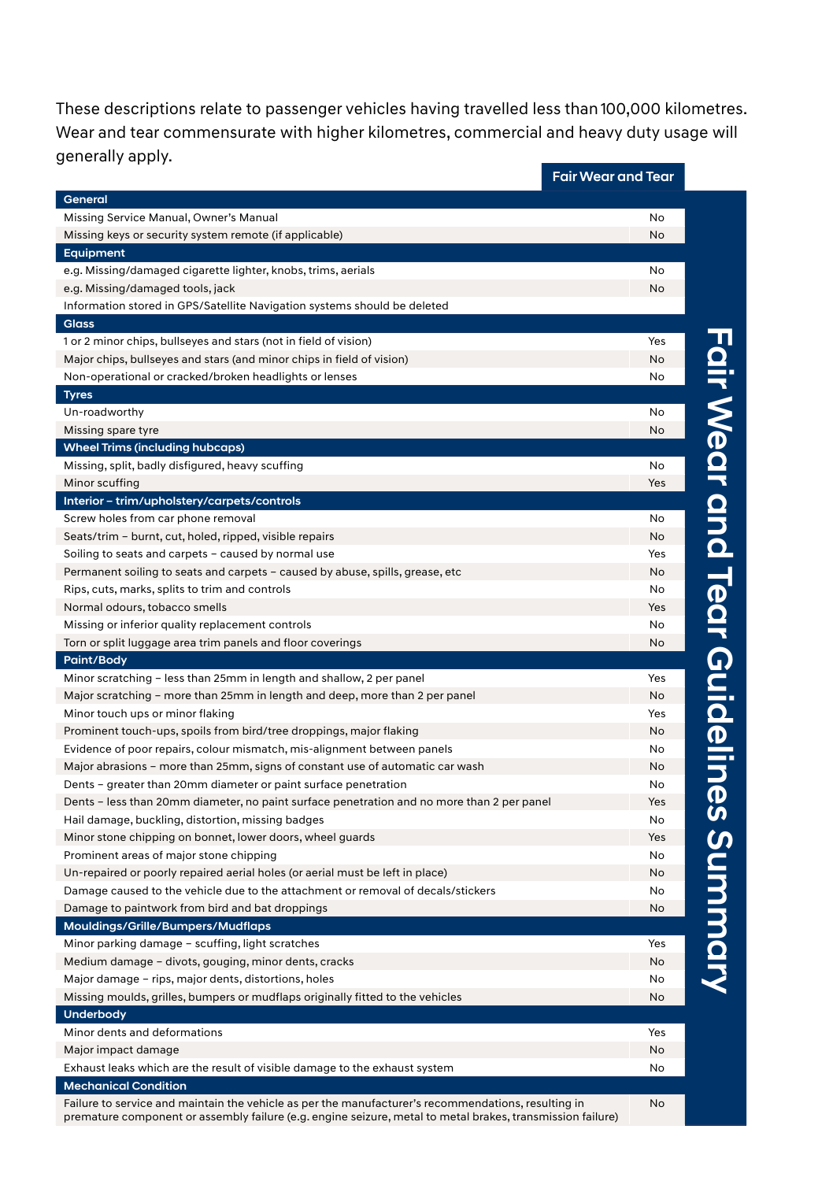These descriptions relate to passenger vehicles having travelled less than 100,000 kilometres. Wear and tear commensurate with higher kilometres, commercial and heavy duty usage will generally apply.

# Fair Wear and Tear Guidelines Summary

| | Fair Wear and Tear |
|---|---|
| **General** | |
| Missing Service Manual, Owner's Manual | No |
| Missing keys or security system remote (if applicable) | No |
| **Equipment** | |
| e.g. Missing/damaged cigarette lighter, knobs, trims, aerials | No |
| e.g. Missing/damaged tools, jack | No |
| Information stored in GPS/Satellite Navigation systems should be deleted | |
| **Glass** | |
| 1 or 2 minor chips, bullseyes and stars (not in field of vision) | Yes |
| Major chips, bullseyes and stars (and minor chips in field of vision) | No |
| Non-operational or cracked/broken headlights or lenses | No |
| **Tyres** | |
| Un-roadworthy | No |
| Missing spare tyre | No |
| **Wheel Trims (including hubcaps)** | |
| Missing, split, badly disfigured, heavy scuffing | No |
| Minor scuffing | Yes |
| **Interior – trim/upholstery/carpets/controls** | |
| Screw holes from car phone removal | No |
| Seats/trim – burnt, cut, holed, ripped, visible repairs | No |
| Soiling to seats and carpets – caused by normal use | Yes |
| Permanent soiling to seats and carpets – caused by abuse, spills, grease, etc | No |
| Rips, cuts, marks, splits to trim and controls | No |
| Normal odours, tobacco smells | Yes |
| Missing or inferior quality replacement controls | No |
| Torn or split luggage area trim panels and floor coverings | No |
| **Paint/Body** | |
| Minor scratching – less than 25mm in length and shallow, 2 per panel | Yes |
| Major scratching – more than 25mm in length and deep, more than 2 per panel | No |
| Minor touch ups or minor flaking | Yes |
| Prominent touch-ups, spoils from bird/tree droppings, major flaking | No |
| Evidence of poor repairs, colour mismatch, mis-alignment between panels | No |
| Major abrasions – more than 25mm, signs of constant use of automatic car wash | No |
| Dents – greater than 20mm diameter or paint surface penetration | No |
| Dents – less than 20mm diameter, no paint surface penetration and no more than 2 per panel | Yes |
| Hail damage, buckling, distortion, missing badges | No |
| Minor stone chipping on bonnet, lower doors, wheel guards | Yes |
| Prominent areas of major stone chipping | No |
| Un-repaired or poorly repaired aerial holes (or aerial must be left in place) | No |
| Damage caused to the vehicle due to the attachment or removal of decals/stickers | No |
| Damage to paintwork from bird and bat droppings | No |
| **Mouldings/Grille/Bumpers/Mudflaps** | |
| Minor parking damage – scuffing, light scratches | Yes |
| Medium damage – divots, gouging, minor dents, cracks | No |
| Major damage – rips, major dents, distortions, holes | No |
| Missing moulds, grilles, bumpers or mudflaps originally fitted to the vehicles | No |
| **Underbody** | |
| Minor dents and deformations | Yes |
| Major impact damage | No |
| Exhaust leaks which are the result of visible damage to the exhaust system | No |
| **Mechanical Condition** | |
| Failure to service and maintain the vehicle as per the manufacturer's recommendations, resulting in premature component or assembly failure (e.g. engine seizure, metal to metal brakes, transmission failure) | No |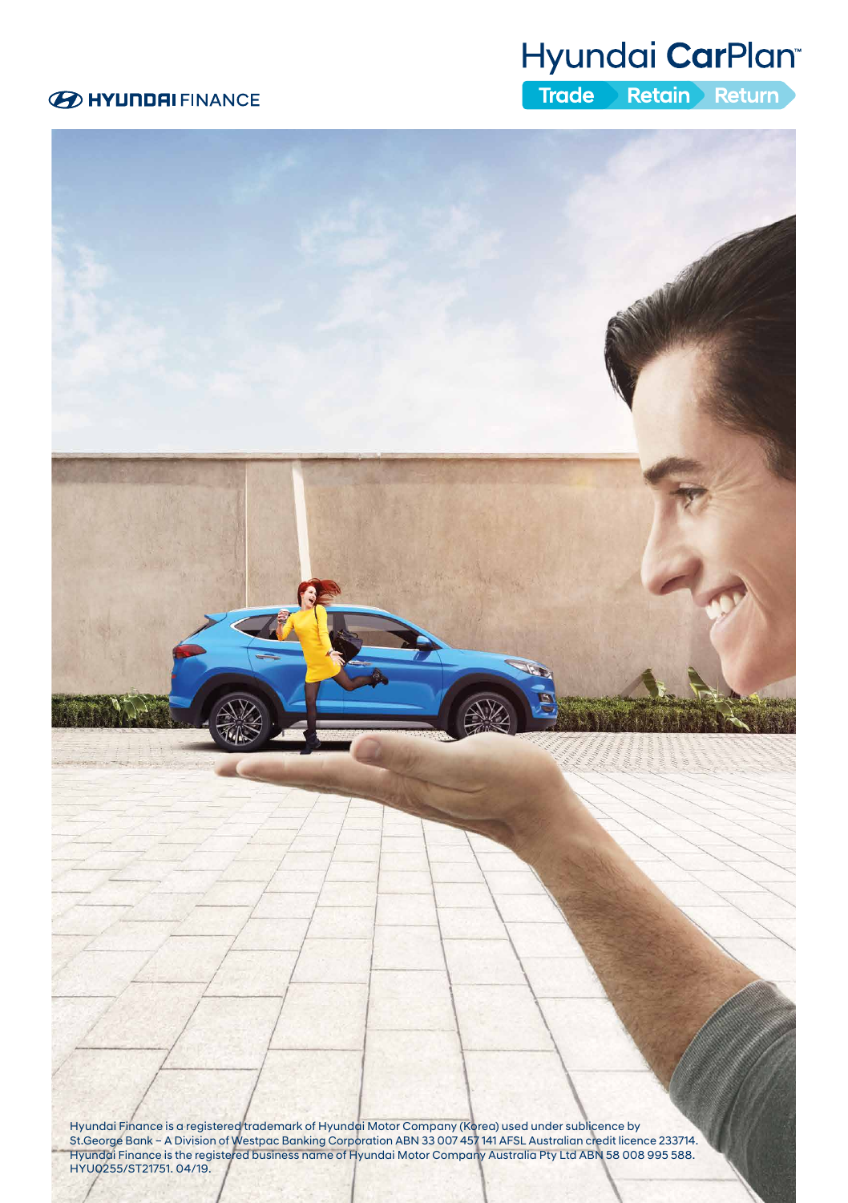HYUNDAI FINANCE

Hyundai CarPlan™

Trade | Retain | Return

Hyundai Finance is a registered trademark of Hyundai Motor Company (Korea) used under sublicence by St.George Bank – A Division of Westpac Banking Corporation ABN 33 007 457 141 AFSL Australian credit licence 233714. Hyundai Finance is the registered business name of Hyundai Motor Company Australia Pty Ltd ABN 58 008 995 588. HYU0255/ST21751. 04/19.